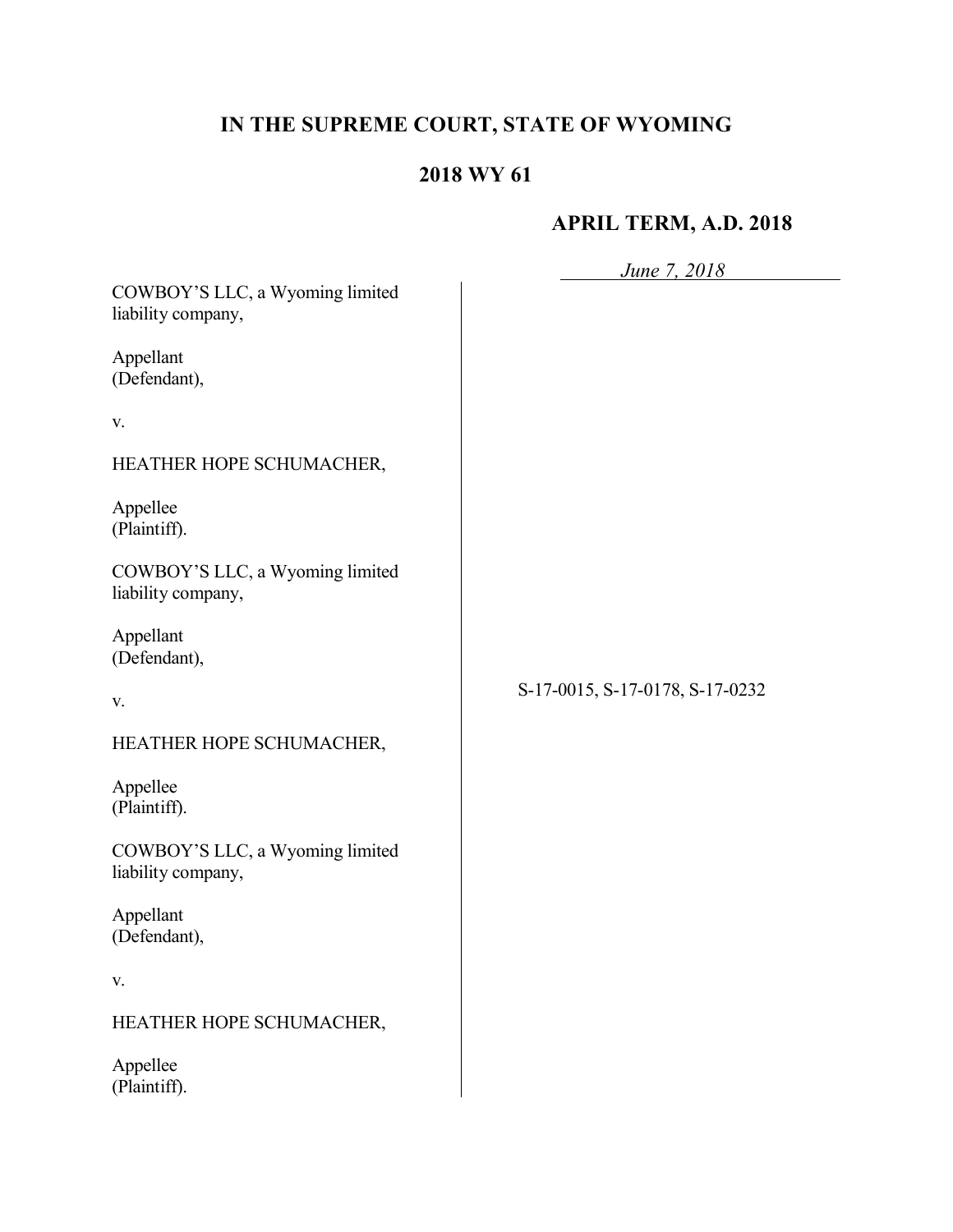# IN THE SUPREME COURT, STATE OF WYOMING

## 2018 WY 61

## APRIL TERM, A.D. 2018

*June 7, 2018*

COWBOY'S LLC, a Wyoming limited liability company,

Appellant (Defendant),

v.

HEATHER HOPE SCHUMACHER,

Appellee (Plaintiff).

COWBOY'S LLC, a Wyoming limited liability company,

Appellant (Defendant),

v.

HEATHER HOPE SCHUMACHER,

Appellee (Plaintiff).

COWBOY'S LLC, a Wyoming limited liability company,

Appellant (Defendant),

v.

HEATHER HOPE SCHUMACHER,

Appellee (Plaintiff).

S-17-0015, S-17-0178, S-17-0232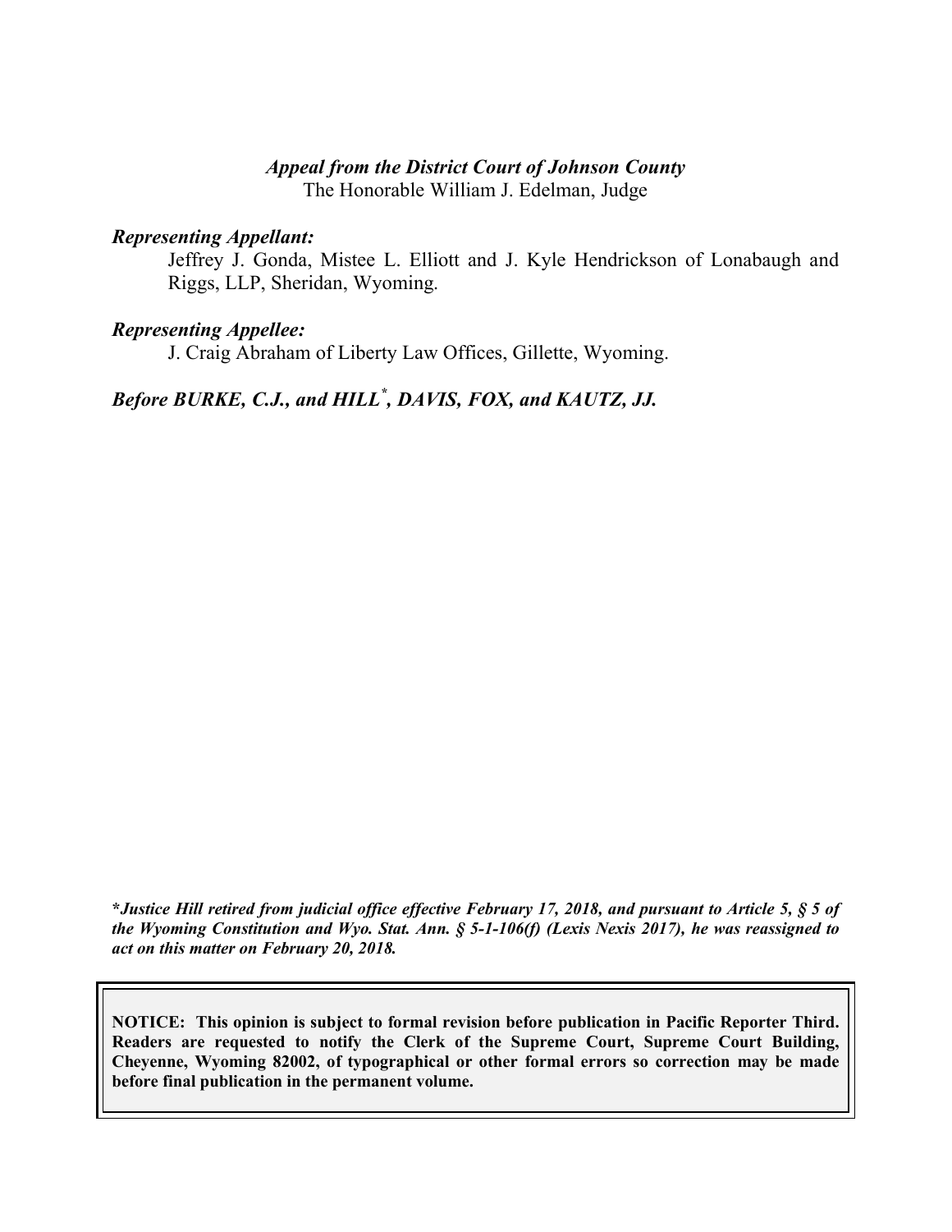***Appeal from the District Court of Johnson County***
The Honorable William J. Edelman, Judge

***Representing Appellant:***

Jeffrey J. Gonda, Mistee L. Elliott and J. Kyle Hendrickson of Lonabaugh and Riggs, LLP, Sheridan, Wyoming.

***Representing Appellee:***

J. Craig Abraham of Liberty Law Offices, Gillette, Wyoming.

***Before BURKE, C.J., and HILL*, DAVIS, FOX, and KAUTZ, JJ.***

***\*Justice Hill retired from judicial office effective February 17, 2018, and pursuant to Article 5, § 5 of the Wyoming Constitution and Wyo. Stat. Ann. § 5-1-106(f) (Lexis Nexis 2017), he was reassigned to act on this matter on February 20, 2018.***

**NOTICE: This opinion is subject to formal revision before publication in Pacific Reporter Third. Readers are requested to notify the Clerk of the Supreme Court, Supreme Court Building, Cheyenne, Wyoming 82002, of typographical or other formal errors so correction may be made before final publication in the permanent volume.**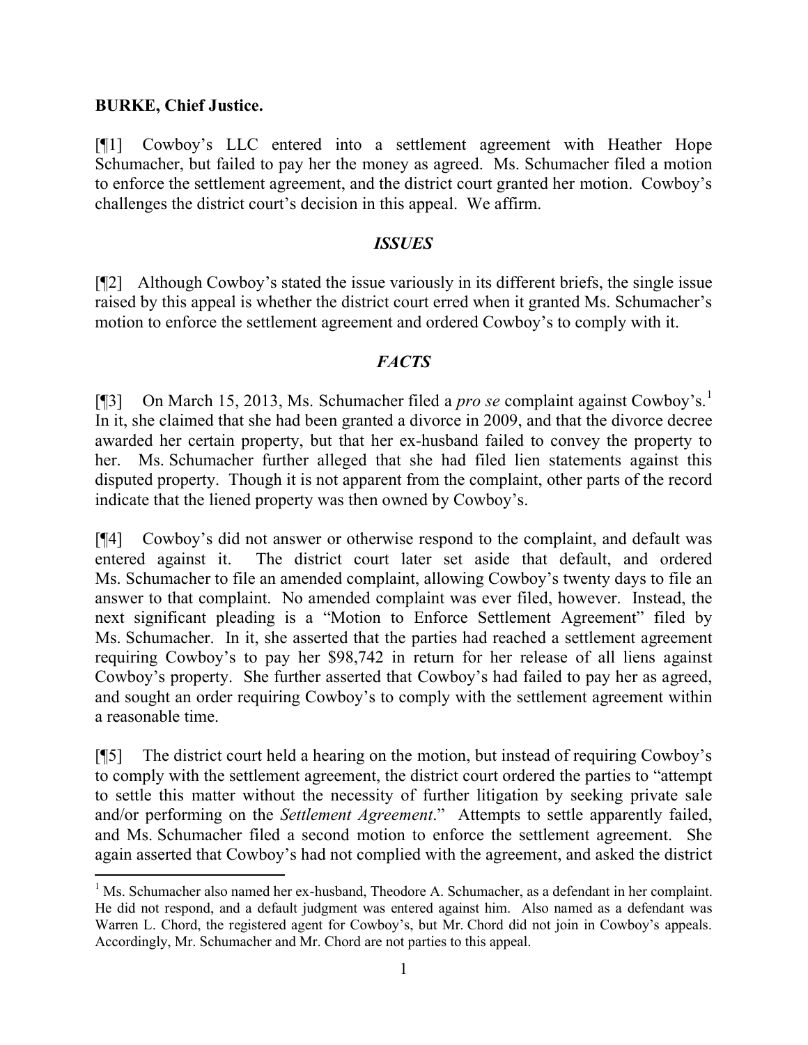**BURKE, Chief Justice.**

[¶1] Cowboy's LLC entered into a settlement agreement with Heather Hope Schumacher, but failed to pay her the money as agreed. Ms. Schumacher filed a motion to enforce the settlement agreement, and the district court granted her motion. Cowboy's challenges the district court's decision in this appeal. We affirm.

## *ISSUES*

[¶2] Although Cowboy's stated the issue variously in its different briefs, the single issue raised by this appeal is whether the district court erred when it granted Ms. Schumacher's motion to enforce the settlement agreement and ordered Cowboy's to comply with it.

## *FACTS*

[¶3] On March 15, 2013, Ms. Schumacher filed a *pro se* complaint against Cowboy's.[1] In it, she claimed that she had been granted a divorce in 2009, and that the divorce decree awarded her certain property, but that her ex-husband failed to convey the property to her. Ms. Schumacher further alleged that she had filed lien statements against this disputed property. Though it is not apparent from the complaint, other parts of the record indicate that the liened property was then owned by Cowboy's.

[¶4] Cowboy's did not answer or otherwise respond to the complaint, and default was entered against it. The district court later set aside that default, and ordered Ms. Schumacher to file an amended complaint, allowing Cowboy's twenty days to file an answer to that complaint. No amended complaint was ever filed, however. Instead, the next significant pleading is a "Motion to Enforce Settlement Agreement" filed by Ms. Schumacher. In it, she asserted that the parties had reached a settlement agreement requiring Cowboy's to pay her $98,742 in return for her release of all liens against Cowboy's property. She further asserted that Cowboy's had failed to pay her as agreed, and sought an order requiring Cowboy's to comply with the settlement agreement within a reasonable time.

[¶5] The district court held a hearing on the motion, but instead of requiring Cowboy's to comply with the settlement agreement, the district court ordered the parties to "attempt to settle this matter without the necessity of further litigation by seeking private sale and/or performing on the *Settlement Agreement*." Attempts to settle apparently failed, and Ms. Schumacher filed a second motion to enforce the settlement agreement. She again asserted that Cowboy's had not complied with the agreement, and asked the district

[1] Ms. Schumacher also named her ex-husband, Theodore A. Schumacher, as a defendant in her complaint. He did not respond, and a default judgment was entered against him. Also named as a defendant was Warren L. Chord, the registered agent for Cowboy's, but Mr. Chord did not join in Cowboy's appeals. Accordingly, Mr. Schumacher and Mr. Chord are not parties to this appeal.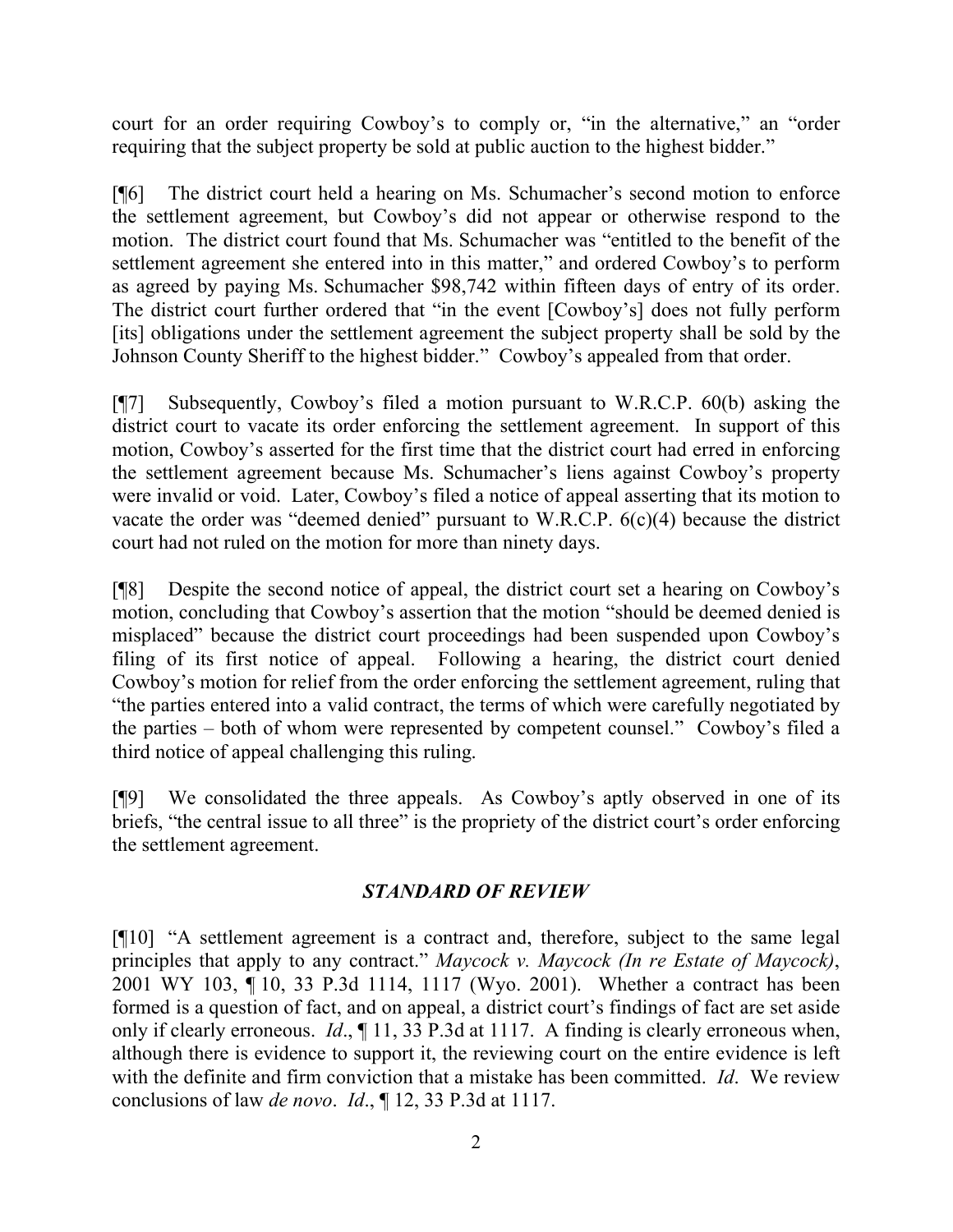court for an order requiring Cowboy's to comply or, "in the alternative," an "order requiring that the subject property be sold at public auction to the highest bidder."

[¶6] The district court held a hearing on Ms. Schumacher's second motion to enforce the settlement agreement, but Cowboy's did not appear or otherwise respond to the motion. The district court found that Ms. Schumacher was "entitled to the benefit of the settlement agreement she entered into in this matter," and ordered Cowboy's to perform as agreed by paying Ms. Schumacher $98,742 within fifteen days of entry of its order. The district court further ordered that "in the event [Cowboy's] does not fully perform [its] obligations under the settlement agreement the subject property shall be sold by the Johnson County Sheriff to the highest bidder." Cowboy's appealed from that order.

[¶7] Subsequently, Cowboy's filed a motion pursuant to W.R.C.P. 60(b) asking the district court to vacate its order enforcing the settlement agreement. In support of this motion, Cowboy's asserted for the first time that the district court had erred in enforcing the settlement agreement because Ms. Schumacher's liens against Cowboy's property were invalid or void. Later, Cowboy's filed a notice of appeal asserting that its motion to vacate the order was "deemed denied" pursuant to W.R.C.P. 6(c)(4) because the district court had not ruled on the motion for more than ninety days.

[¶8] Despite the second notice of appeal, the district court set a hearing on Cowboy's motion, concluding that Cowboy's assertion that the motion "should be deemed denied is misplaced" because the district court proceedings had been suspended upon Cowboy's filing of its first notice of appeal. Following a hearing, the district court denied Cowboy's motion for relief from the order enforcing the settlement agreement, ruling that "the parties entered into a valid contract, the terms of which were carefully negotiated by the parties – both of whom were represented by competent counsel." Cowboy's filed a third notice of appeal challenging this ruling.

[¶9] We consolidated the three appeals. As Cowboy's aptly observed in one of its briefs, "the central issue to all three" is the propriety of the district court's order enforcing the settlement agreement.

## *STANDARD OF REVIEW*

[¶10] "A settlement agreement is a contract and, therefore, subject to the same legal principles that apply to any contract." *Maycock v. Maycock (In re Estate of Maycock)*, 2001 WY 103, ¶ 10, 33 P.3d 1114, 1117 (Wyo. 2001). Whether a contract has been formed is a question of fact, and on appeal, a district court's findings of fact are set aside only if clearly erroneous. *Id*., ¶ 11, 33 P.3d at 1117. A finding is clearly erroneous when, although there is evidence to support it, the reviewing court on the entire evidence is left with the definite and firm conviction that a mistake has been committed. *Id*. We review conclusions of law *de novo*. *Id*., ¶ 12, 33 P.3d at 1117.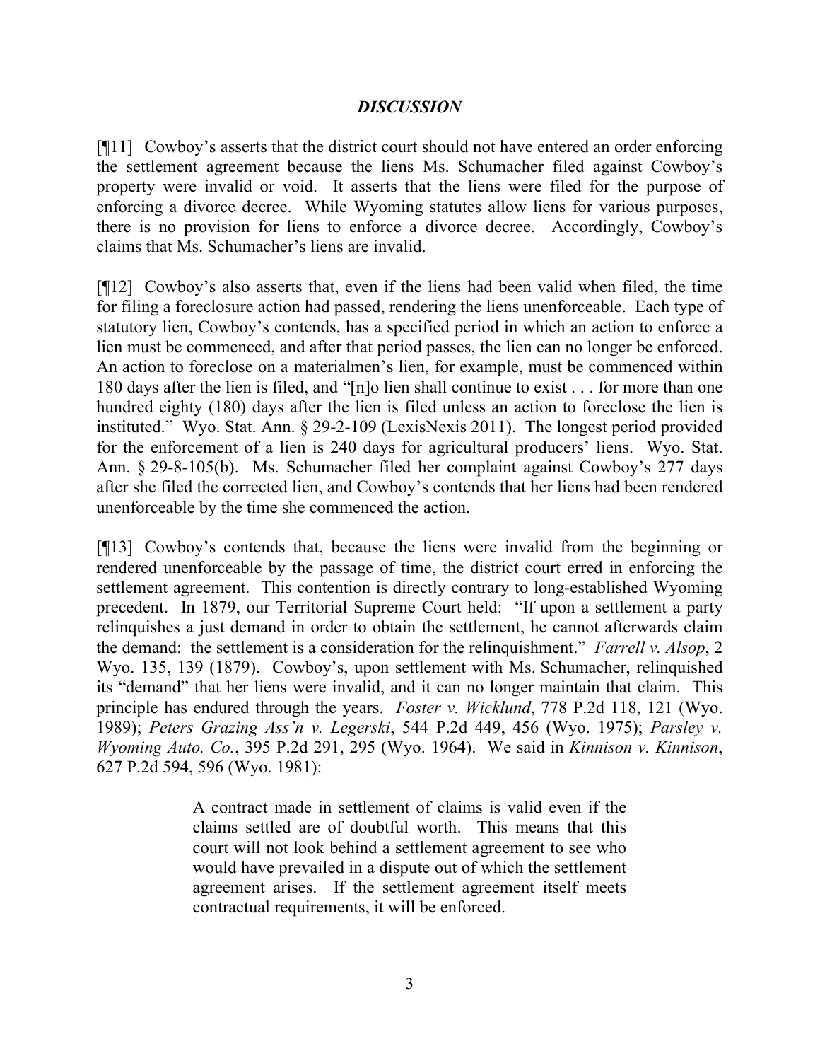## *DISCUSSION*

[¶11] Cowboy's asserts that the district court should not have entered an order enforcing the settlement agreement because the liens Ms. Schumacher filed against Cowboy's property were invalid or void. It asserts that the liens were filed for the purpose of enforcing a divorce decree. While Wyoming statutes allow liens for various purposes, there is no provision for liens to enforce a divorce decree. Accordingly, Cowboy's claims that Ms. Schumacher's liens are invalid.

[¶12] Cowboy's also asserts that, even if the liens had been valid when filed, the time for filing a foreclosure action had passed, rendering the liens unenforceable. Each type of statutory lien, Cowboy's contends, has a specified period in which an action to enforce a lien must be commenced, and after that period passes, the lien can no longer be enforced. An action to foreclose on a materialmen's lien, for example, must be commenced within 180 days after the lien is filed, and "[n]o lien shall continue to exist . . . for more than one hundred eighty (180) days after the lien is filed unless an action to foreclose the lien is instituted." Wyo. Stat. Ann. § 29-2-109 (LexisNexis 2011). The longest period provided for the enforcement of a lien is 240 days for agricultural producers' liens. Wyo. Stat. Ann. § 29-8-105(b). Ms. Schumacher filed her complaint against Cowboy's 277 days after she filed the corrected lien, and Cowboy's contends that her liens had been rendered unenforceable by the time she commenced the action.

[¶13] Cowboy's contends that, because the liens were invalid from the beginning or rendered unenforceable by the passage of time, the district court erred in enforcing the settlement agreement. This contention is directly contrary to long-established Wyoming precedent. In 1879, our Territorial Supreme Court held: "If upon a settlement a party relinquishes a just demand in order to obtain the settlement, he cannot afterwards claim the demand: the settlement is a consideration for the relinquishment." *Farrell v. Alsop*, 2 Wyo. 135, 139 (1879). Cowboy's, upon settlement with Ms. Schumacher, relinquished its "demand" that her liens were invalid, and it can no longer maintain that claim. This principle has endured through the years. *Foster v. Wicklund*, 778 P.2d 118, 121 (Wyo. 1989); *Peters Grazing Ass'n v. Legerski*, 544 P.2d 449, 456 (Wyo. 1975); *Parsley v. Wyoming Auto. Co.*, 395 P.2d 291, 295 (Wyo. 1964). We said in *Kinnison v. Kinnison*, 627 P.2d 594, 596 (Wyo. 1981):

> A contract made in settlement of claims is valid even if the claims settled are of doubtful worth. This means that this court will not look behind a settlement agreement to see who would have prevailed in a dispute out of which the settlement agreement arises. If the settlement agreement itself meets contractual requirements, it will be enforced.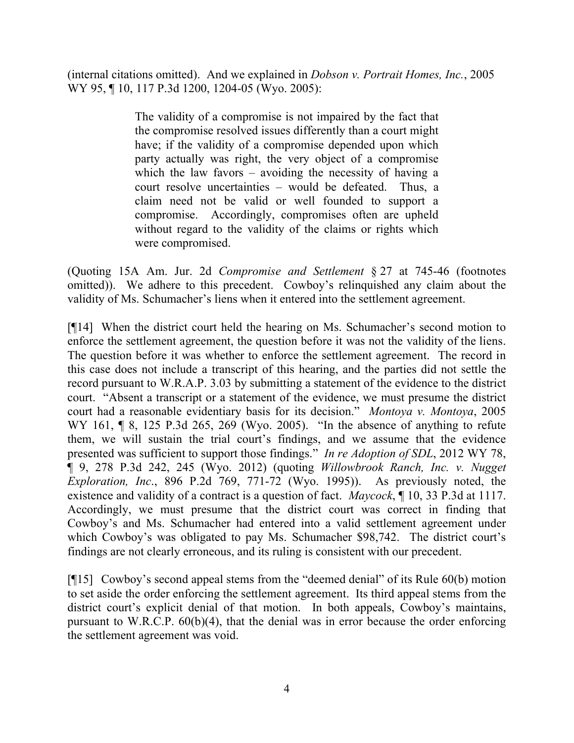(internal citations omitted). And we explained in *Dobson v. Portrait Homes, Inc.*, 2005 WY 95, ¶ 10, 117 P.3d 1200, 1204-05 (Wyo. 2005):

> The validity of a compromise is not impaired by the fact that the compromise resolved issues differently than a court might have; if the validity of a compromise depended upon which party actually was right, the very object of a compromise which the law favors – avoiding the necessity of having a court resolve uncertainties – would be defeated. Thus, a claim need not be valid or well founded to support a compromise. Accordingly, compromises often are upheld without regard to the validity of the claims or rights which were compromised.

(Quoting 15A Am. Jur. 2d *Compromise and Settlement* § 27 at 745-46 (footnotes omitted)). We adhere to this precedent. Cowboy's relinquished any claim about the validity of Ms. Schumacher's liens when it entered into the settlement agreement.

[¶14] When the district court held the hearing on Ms. Schumacher's second motion to enforce the settlement agreement, the question before it was not the validity of the liens. The question before it was whether to enforce the settlement agreement. The record in this case does not include a transcript of this hearing, and the parties did not settle the record pursuant to W.R.A.P. 3.03 by submitting a statement of the evidence to the district court. "Absent a transcript or a statement of the evidence, we must presume the district court had a reasonable evidentiary basis for its decision." *Montoya v. Montoya*, 2005 WY 161, ¶ 8, 125 P.3d 265, 269 (Wyo. 2005). "In the absence of anything to refute them, we will sustain the trial court's findings, and we assume that the evidence presented was sufficient to support those findings." *In re Adoption of SDL*, 2012 WY 78, ¶ 9, 278 P.3d 242, 245 (Wyo. 2012) (quoting *Willowbrook Ranch, Inc. v. Nugget Exploration, Inc*., 896 P.2d 769, 771-72 (Wyo. 1995)). As previously noted, the existence and validity of a contract is a question of fact. *Maycock*, ¶ 10, 33 P.3d at 1117. Accordingly, we must presume that the district court was correct in finding that Cowboy's and Ms. Schumacher had entered into a valid settlement agreement under which Cowboy's was obligated to pay Ms. Schumacher $98,742. The district court's findings are not clearly erroneous, and its ruling is consistent with our precedent.

[¶15] Cowboy's second appeal stems from the "deemed denial" of its Rule 60(b) motion to set aside the order enforcing the settlement agreement. Its third appeal stems from the district court's explicit denial of that motion. In both appeals, Cowboy's maintains, pursuant to W.R.C.P. 60(b)(4), that the denial was in error because the order enforcing the settlement agreement was void.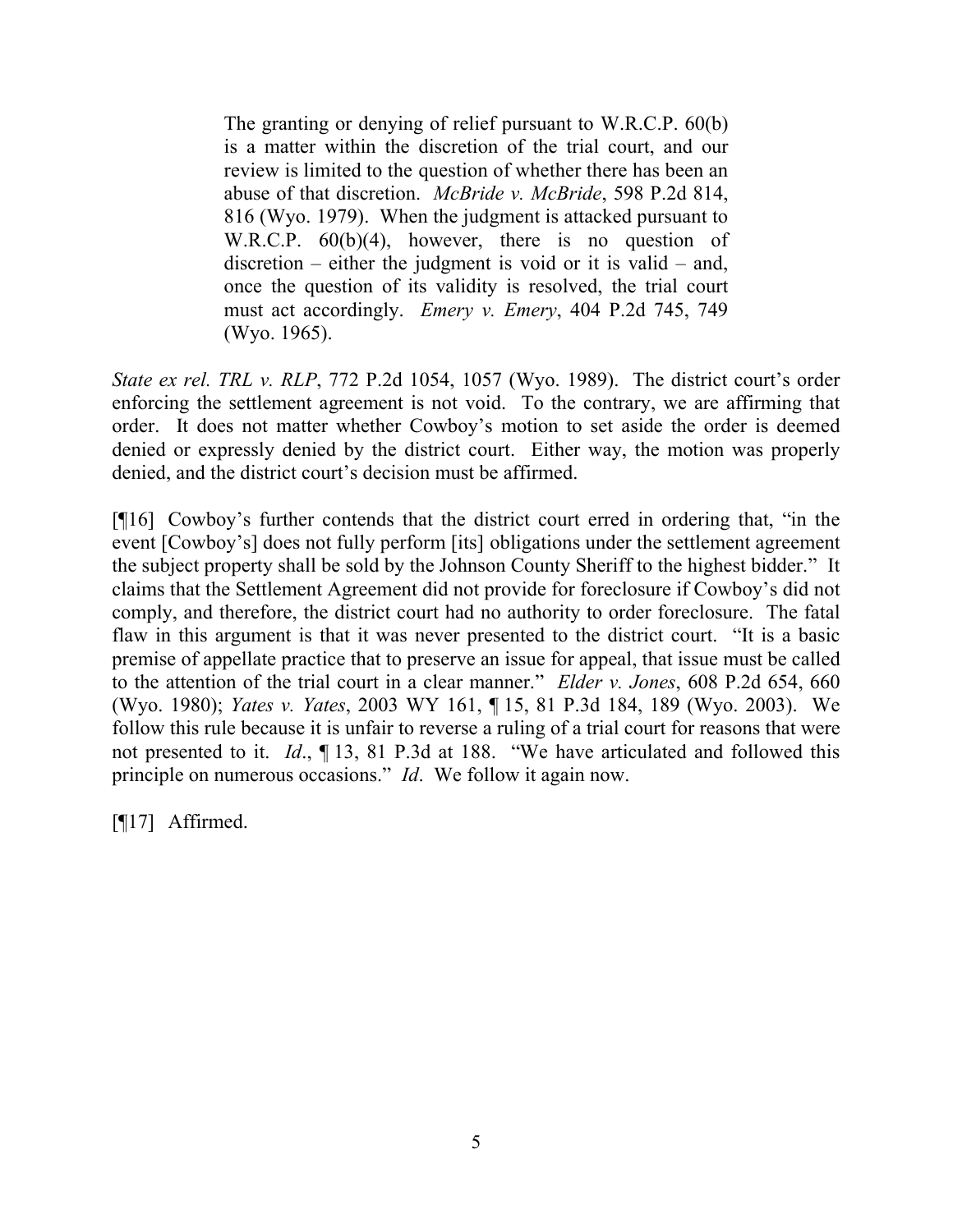> The granting or denying of relief pursuant to W.R.C.P. 60(b) is a matter within the discretion of the trial court, and our review is limited to the question of whether there has been an abuse of that discretion. *McBride v. McBride*, 598 P.2d 814, 816 (Wyo. 1979). When the judgment is attacked pursuant to W.R.C.P. 60(b)(4), however, there is no question of discretion – either the judgment is void or it is valid – and, once the question of its validity is resolved, the trial court must act accordingly. *Emery v. Emery*, 404 P.2d 745, 749 (Wyo. 1965).

*State ex rel. TRL v. RLP*, 772 P.2d 1054, 1057 (Wyo. 1989). The district court's order enforcing the settlement agreement is not void. To the contrary, we are affirming that order. It does not matter whether Cowboy's motion to set aside the order is deemed denied or expressly denied by the district court. Either way, the motion was properly denied, and the district court's decision must be affirmed.

[¶16] Cowboy's further contends that the district court erred in ordering that, "in the event [Cowboy's] does not fully perform [its] obligations under the settlement agreement the subject property shall be sold by the Johnson County Sheriff to the highest bidder." It claims that the Settlement Agreement did not provide for foreclosure if Cowboy's did not comply, and therefore, the district court had no authority to order foreclosure. The fatal flaw in this argument is that it was never presented to the district court. "It is a basic premise of appellate practice that to preserve an issue for appeal, that issue must be called to the attention of the trial court in a clear manner." *Elder v. Jones*, 608 P.2d 654, 660 (Wyo. 1980); *Yates v. Yates*, 2003 WY 161, ¶ 15, 81 P.3d 184, 189 (Wyo. 2003). We follow this rule because it is unfair to reverse a ruling of a trial court for reasons that were not presented to it. *Id*., ¶ 13, 81 P.3d at 188. "We have articulated and followed this principle on numerous occasions." *Id*. We follow it again now.

[¶17] Affirmed.